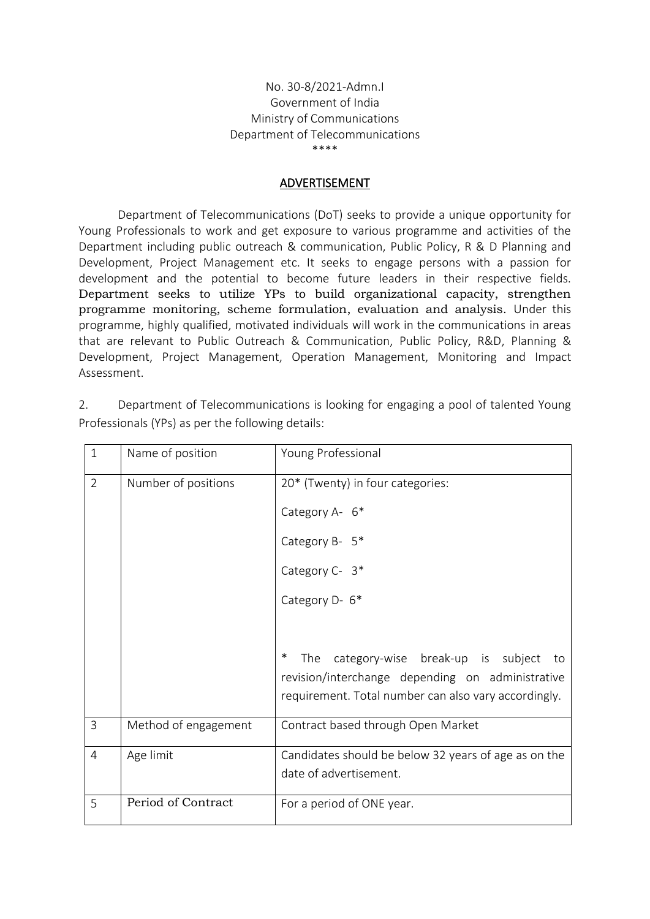No. 30-8/2021-Admn.I
Government of India
Ministry of Communications
Department of Telecommunications
\*\*\*\*

## ADVERTISEMENT

Department of Telecommunications (DoT) seeks to provide a unique opportunity for Young Professionals to work and get exposure to various programme and activities of the Department including public outreach & communication, Public Policy, R & D Planning and Development, Project Management etc. It seeks to engage persons with a passion for development and the potential to become future leaders in their respective fields. Department seeks to utilize YPs to build organizational capacity, strengthen programme monitoring, scheme formulation, evaluation and analysis. Under this programme, highly qualified, motivated individuals will work in the communications in areas that are relevant to Public Outreach & Communication, Public Policy, R&D, Planning & Development, Project Management, Operation Management, Monitoring and Impact Assessment.

2. Department of Telecommunications is looking for engaging a pool of talented Young Professionals (YPs) as per the following details:

| 1 | Name of position | Young Professional |
|---|---|---|
| 2 | Number of positions | 20* (Twenty) in four categories:<br>Category A- 6*<br>Category B- 5*<br>Category C- 3*<br>Category D- 6*<br><br>* The category-wise break-up is subject to revision/interchange depending on administrative requirement. Total number can also vary accordingly. |
| 3 | Method of engagement | Contract based through Open Market |
| 4 | Age limit | Candidates should be below 32 years of age as on the date of advertisement. |
| 5 | Period of Contract | For a period of ONE year. |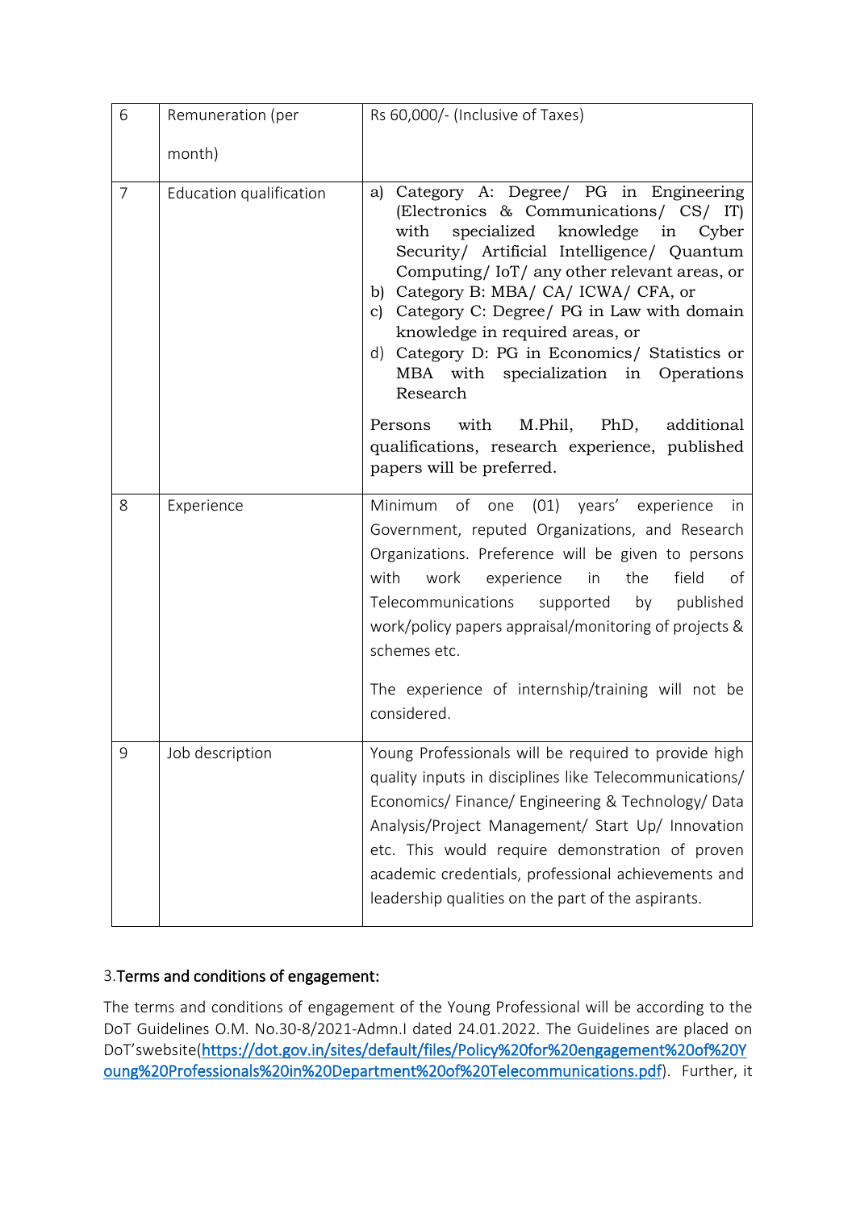| 6 | Remuneration (per month) | Rs 60,000/- (Inclusive of Taxes) |
|---|---|---|
| 7 | Education qualification | a) Category A: Degree/ PG in Engineering (Electronics & Communications/ CS/ IT) with specialized knowledge in Cyber Security/ Artificial Intelligence/ Quantum Computing/ IoT/ any other relevant areas, or<br>b) Category B: MBA/ CA/ ICWA/ CFA, or<br>c) Category C: Degree/ PG in Law with domain knowledge in required areas, or<br>d) Category D: PG in Economics/ Statistics or MBA with specialization in Operations Research<br><br>Persons with M.Phil, PhD, additional qualifications, research experience, published papers will be preferred. |
| 8 | Experience | Minimum of one (01) years' experience in Government, reputed Organizations, and Research Organizations. Preference will be given to persons with work experience in the field of Telecommunications supported by published work/policy papers appraisal/monitoring of projects & schemes etc.<br><br>The experience of internship/training will not be considered. |
| 9 | Job description | Young Professionals will be required to provide high quality inputs in disciplines like Telecommunications/ Economics/ Finance/ Engineering & Technology/ Data Analysis/Project Management/ Start Up/ Innovation etc. This would require demonstration of proven academic credentials, professional achievements and leadership qualities on the part of the aspirants. |

3.**Terms and conditions of engagement:**

The terms and conditions of engagement of the Young Professional will be according to the DoT Guidelines O.M. No.30-8/2021-Admn.I dated 24.01.2022. The Guidelines are placed on DoT'swebsite(https://dot.gov.in/sites/default/files/Policy%20for%20engagement%20of%20Young%20Professionals%20in%20Department%20of%20Telecommunications.pdf). Further, it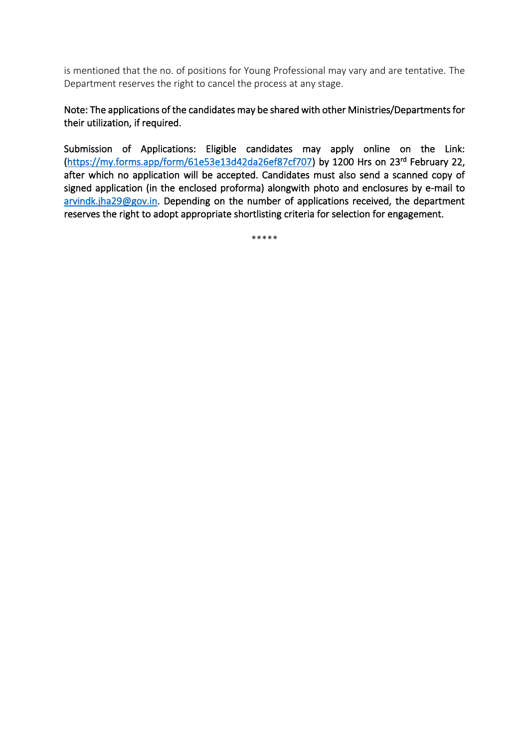is mentioned that the no. of positions for Young Professional may vary and are tentative. The Department reserves the right to cancel the process at any stage.

Note: The applications of the candidates may be shared with other Ministries/Departments for their utilization, if required.

Submission of Applications: Eligible candidates may apply online on the Link: (https://my.forms.app/form/61e53e13d42da26ef87cf707) by 1200 Hrs on 23rd February 22, after which no application will be accepted. Candidates must also send a scanned copy of signed application (in the enclosed proforma) alongwith photo and enclosures by e-mail to arvindk.jha29@gov.in. Depending on the number of applications received, the department reserves the right to adopt appropriate shortlisting criteria for selection for engagement.

*****